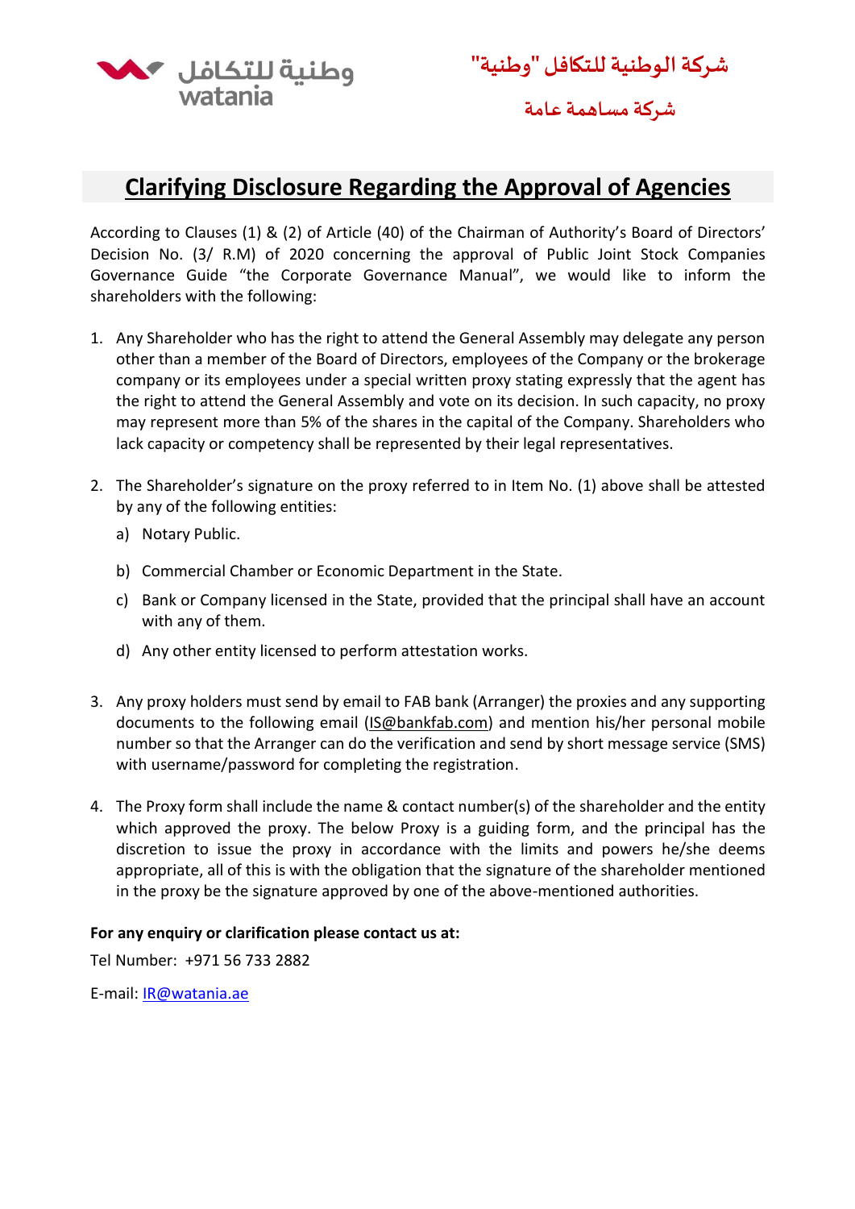وطنية للتكافل
watania

شركة الوطنية للتكافل "وطنية"

شركة مساهمة عامة

# Clarifying Disclosure Regarding the Approval of Agencies

According to Clauses (1) & (2) of Article (40) of the Chairman of Authority's Board of Directors' Decision No. (3/ R.M) of 2020 concerning the approval of Public Joint Stock Companies Governance Guide "the Corporate Governance Manual", we would like to inform the shareholders with the following:

1. Any Shareholder who has the right to attend the General Assembly may delegate any person other than a member of the Board of Directors, employees of the Company or the brokerage company or its employees under a special written proxy stating expressly that the agent has the right to attend the General Assembly and vote on its decision. In such capacity, no proxy may represent more than 5% of the shares in the capital of the Company. Shareholders who lack capacity or competency shall be represented by their legal representatives.

2. The Shareholder's signature on the proxy referred to in Item No. (1) above shall be attested by any of the following entities:
   a) Notary Public.
   b) Commercial Chamber or Economic Department in the State.
   c) Bank or Company licensed in the State, provided that the principal shall have an account with any of them.
   d) Any other entity licensed to perform attestation works.

3. Any proxy holders must send by email to FAB bank (Arranger) the proxies and any supporting documents to the following email (IS@bankfab.com) and mention his/her personal mobile number so that the Arranger can do the verification and send by short message service (SMS) with username/password for completing the registration.

4. The Proxy form shall include the name & contact number(s) of the shareholder and the entity which approved the proxy. The below Proxy is a guiding form, and the principal has the discretion to issue the proxy in accordance with the limits and powers he/she deems appropriate, all of this is with the obligation that the signature of the shareholder mentioned in the proxy be the signature approved by one of the above-mentioned authorities.

**For any enquiry or clarification please contact us at:**

Tel Number: +971 56 733 2882

E-mail: IR@watania.ae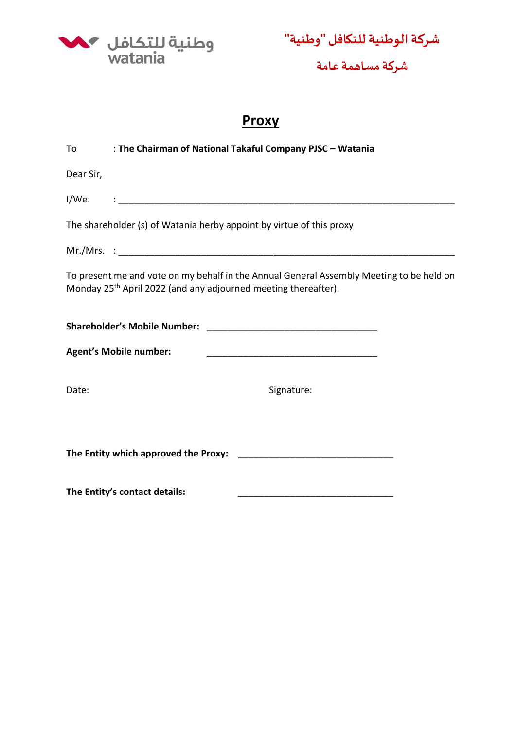وطنية للتكافل
watania

شركة الوطنية للتكافل "وطنية"

شركة مساهمة عامة

# Proxy

To : **The Chairman of National Takaful Company PJSC – Watania**

Dear Sir,

I/We: : ____________________________________________________________________

The shareholder (s) of Watania herby appoint by virtue of this proxy

Mr./Mrs. : ____________________________________________________________________

To present me and vote on my behalf in the Annual General Assembly Meeting to be held on Monday 25th April 2022 (and any adjourned meeting thereafter).

**Shareholder's Mobile Number:** __________________________________

**Agent's Mobile number:** __________________________________

Date: Signature:

**The Entity which approved the Proxy:** ______________________________

**The Entity's contact details:** ______________________________